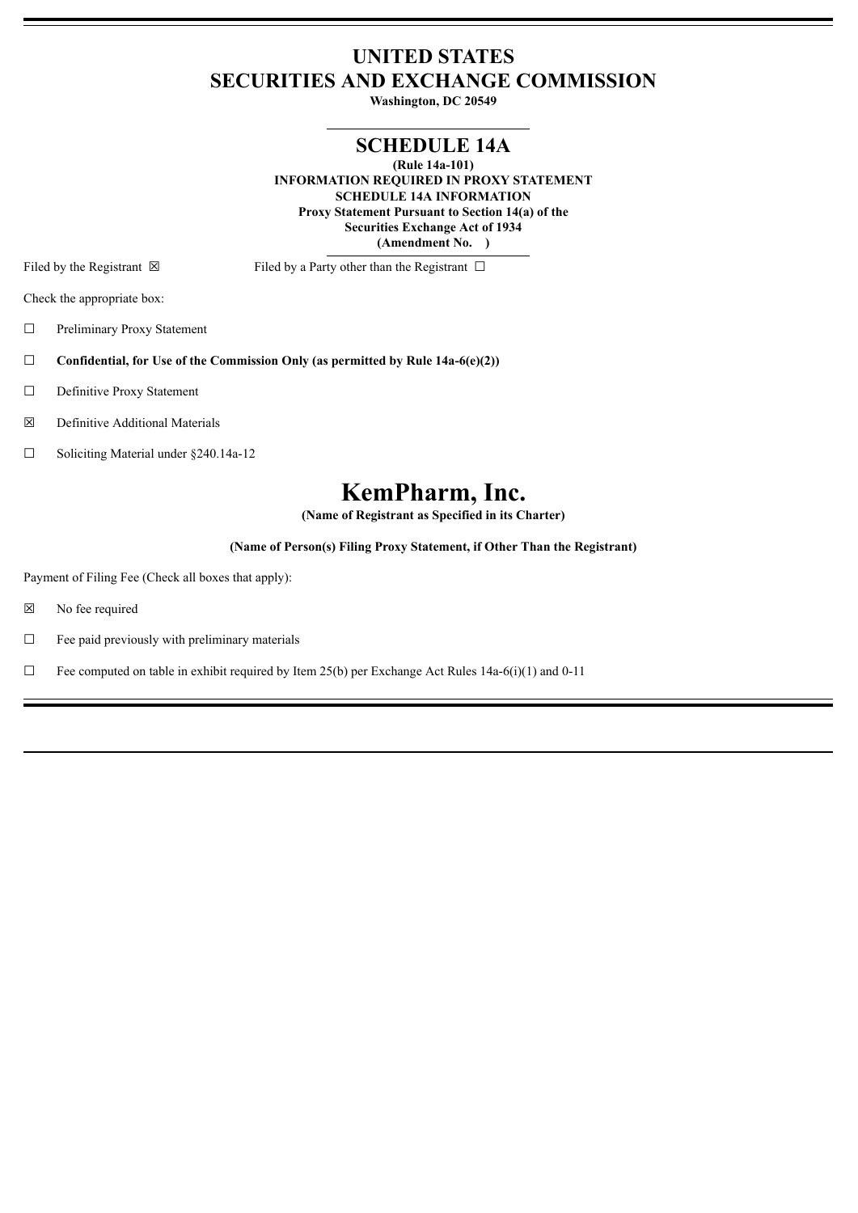# UNITED STATES
# SECURITIES AND EXCHANGE COMMISSION

**Washington, DC 20549**

## SCHEDULE 14A

**(Rule 14a-101)**
**INFORMATION REQUIRED IN PROXY STATEMENT**
**SCHEDULE 14A INFORMATION**
**Proxy Statement Pursuant to Section 14(a) of the**
**Securities Exchange Act of 1934**
**(Amendment No. )**

Filed by the Registrant ☒ Filed by a Party other than the Registrant ☐

Check the appropriate box:

☐ Preliminary Proxy Statement

☐ **Confidential, for Use of the Commission Only (as permitted by Rule 14a-6(e)(2))**

☐ Definitive Proxy Statement

☒ Definitive Additional Materials

☐ Soliciting Material under §240.14a-12

# KemPharm, Inc.

**(Name of Registrant as Specified in its Charter)**

**(Name of Person(s) Filing Proxy Statement, if Other Than the Registrant)**

Payment of Filing Fee (Check all boxes that apply):

☒ No fee required

☐ Fee paid previously with preliminary materials

☐ Fee computed on table in exhibit required by Item 25(b) per Exchange Act Rules 14a-6(i)(1) and 0-11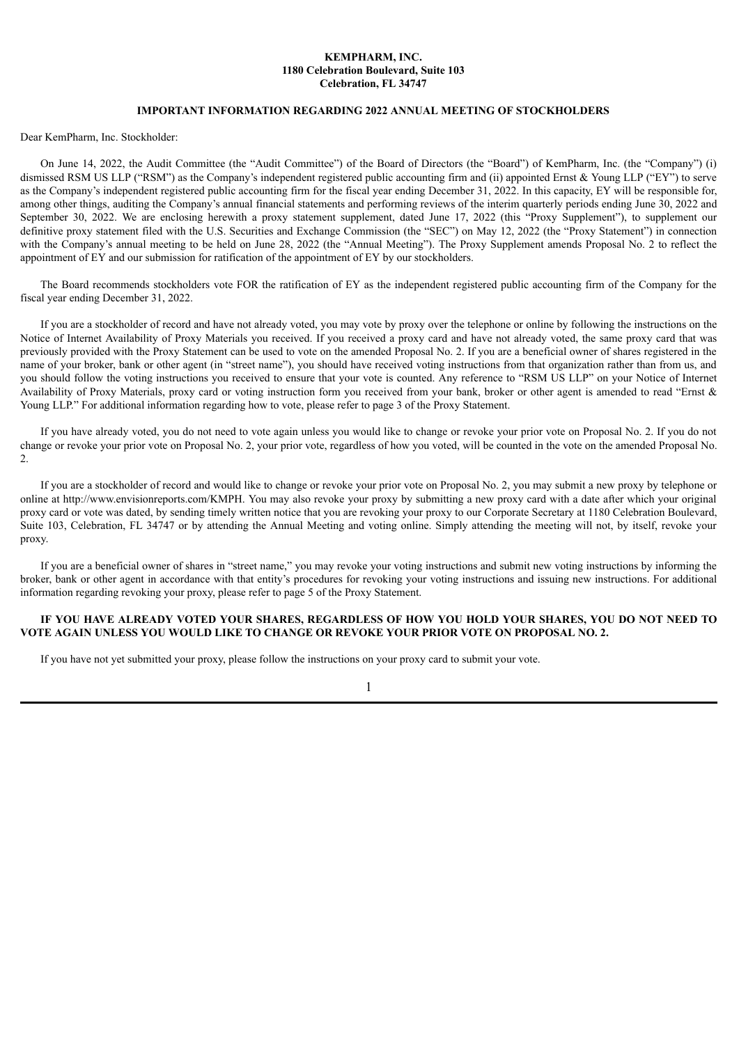**KEMPHARM, INC.**
**1180 Celebration Boulevard, Suite 103**
**Celebration, FL 34747**

## IMPORTANT INFORMATION REGARDING 2022 ANNUAL MEETING OF STOCKHOLDERS

Dear KemPharm, Inc. Stockholder:

On June 14, 2022, the Audit Committee (the "Audit Committee") of the Board of Directors (the "Board") of KemPharm, Inc. (the "Company") (i) dismissed RSM US LLP ("RSM") as the Company's independent registered public accounting firm and (ii) appointed Ernst & Young LLP ("EY") to serve as the Company's independent registered public accounting firm for the fiscal year ending December 31, 2022. In this capacity, EY will be responsible for, among other things, auditing the Company's annual financial statements and performing reviews of the interim quarterly periods ending June 30, 2022 and September 30, 2022. We are enclosing herewith a proxy statement supplement, dated June 17, 2022 (this "Proxy Supplement"), to supplement our definitive proxy statement filed with the U.S. Securities and Exchange Commission (the "SEC") on May 12, 2022 (the "Proxy Statement") in connection with the Company's annual meeting to be held on June 28, 2022 (the "Annual Meeting"). The Proxy Supplement amends Proposal No. 2 to reflect the appointment of EY and our submission for ratification of the appointment of EY by our stockholders.

The Board recommends stockholders vote FOR the ratification of EY as the independent registered public accounting firm of the Company for the fiscal year ending December 31, 2022.

If you are a stockholder of record and have not already voted, you may vote by proxy over the telephone or online by following the instructions on the Notice of Internet Availability of Proxy Materials you received. If you received a proxy card and have not already voted, the same proxy card that was previously provided with the Proxy Statement can be used to vote on the amended Proposal No. 2. If you are a beneficial owner of shares registered in the name of your broker, bank or other agent (in "street name"), you should have received voting instructions from that organization rather than from us, and you should follow the voting instructions you received to ensure that your vote is counted. Any reference to "RSM US LLP" on your Notice of Internet Availability of Proxy Materials, proxy card or voting instruction form you received from your bank, broker or other agent is amended to read "Ernst & Young LLP." For additional information regarding how to vote, please refer to page 3 of the Proxy Statement.

If you have already voted, you do not need to vote again unless you would like to change or revoke your prior vote on Proposal No. 2. If you do not change or revoke your prior vote on Proposal No. 2, your prior vote, regardless of how you voted, will be counted in the vote on the amended Proposal No. 2.

If you are a stockholder of record and would like to change or revoke your prior vote on Proposal No. 2, you may submit a new proxy by telephone or online at http://www.envisionreports.com/KMPH. You may also revoke your proxy by submitting a new proxy card with a date after which your original proxy card or vote was dated, by sending timely written notice that you are revoking your proxy to our Corporate Secretary at 1180 Celebration Boulevard, Suite 103, Celebration, FL 34747 or by attending the Annual Meeting and voting online. Simply attending the meeting will not, by itself, revoke your proxy.

If you are a beneficial owner of shares in "street name," you may revoke your voting instructions and submit new voting instructions by informing the broker, bank or other agent in accordance with that entity's procedures for revoking your voting instructions and issuing new instructions. For additional information regarding revoking your proxy, please refer to page 5 of the Proxy Statement.

**IF YOU HAVE ALREADY VOTED YOUR SHARES, REGARDLESS OF HOW YOU HOLD YOUR SHARES, YOU DO NOT NEED TO VOTE AGAIN UNLESS YOU WOULD LIKE TO CHANGE OR REVOKE YOUR PRIOR VOTE ON PROPOSAL NO. 2.**

If you have not yet submitted your proxy, please follow the instructions on your proxy card to submit your vote.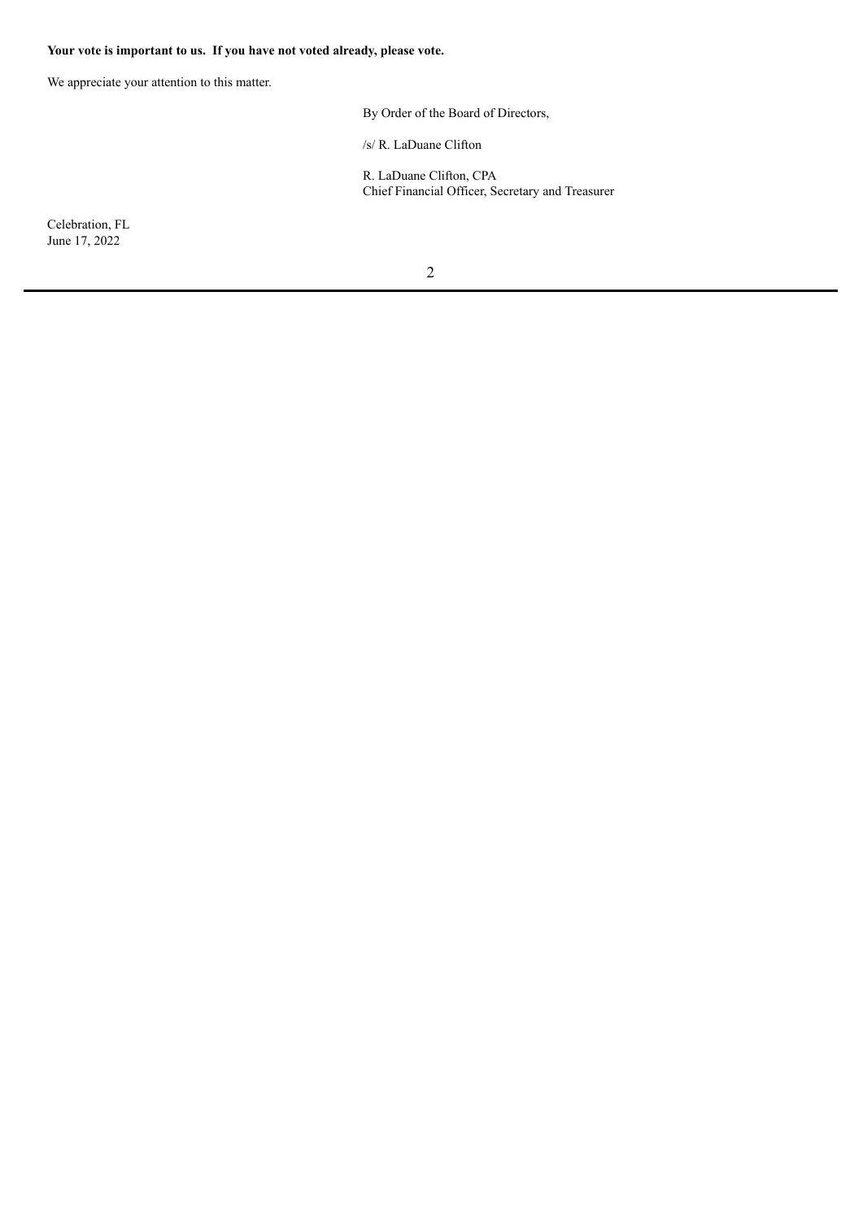**Your vote is important to us. If you have not voted already, please vote.**

We appreciate your attention to this matter.

By Order of the Board of Directors,

/s/ R. LaDuane Clifton

R. LaDuane Clifton, CPA
Chief Financial Officer, Secretary and Treasurer

Celebration, FL
June 17, 2022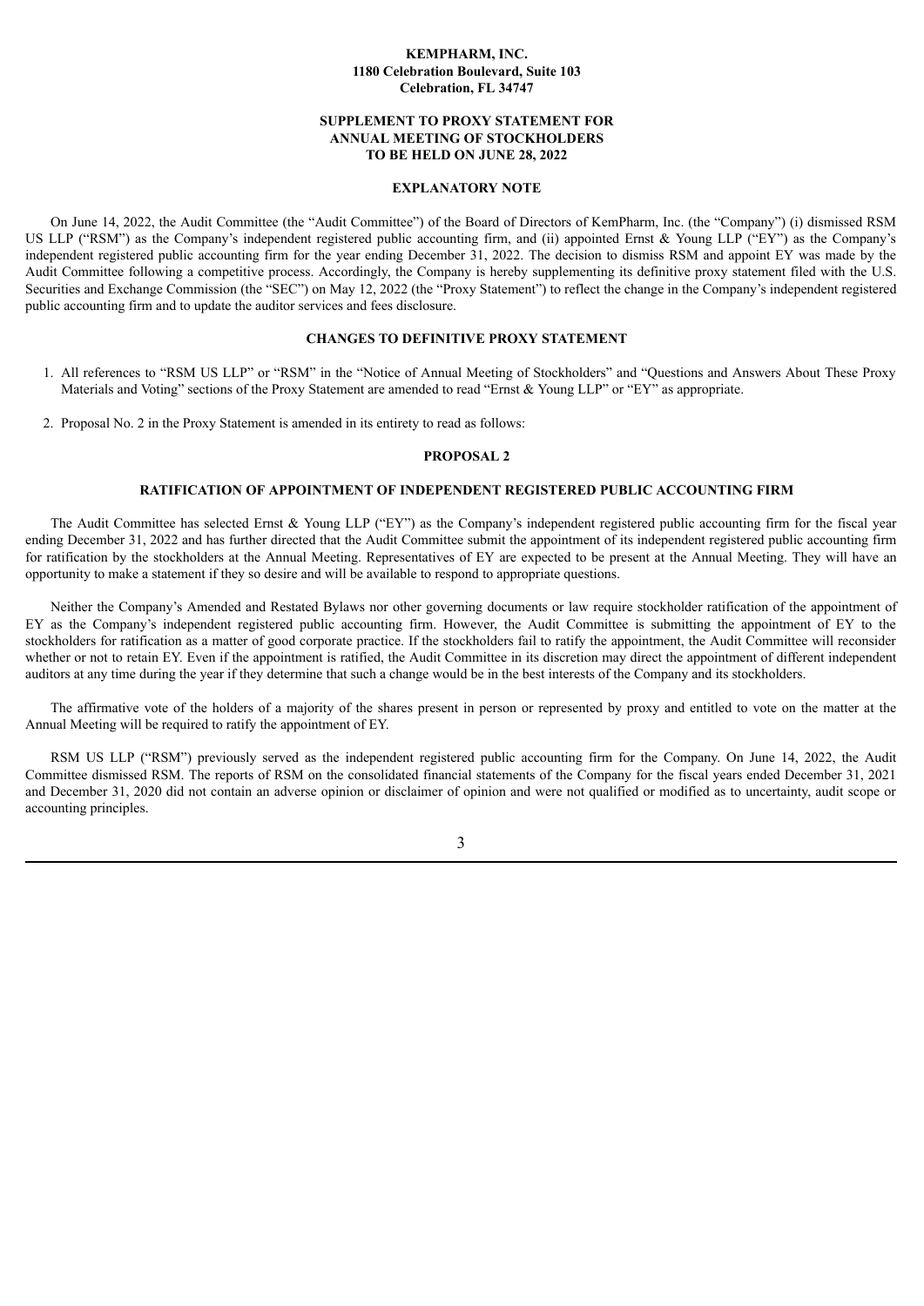**KEMPHARM, INC.**
**1180 Celebration Boulevard, Suite 103**
**Celebration, FL 34747**

**SUPPLEMENT TO PROXY STATEMENT FOR**
**ANNUAL MEETING OF STOCKHOLDERS**
**TO BE HELD ON JUNE 28, 2022**

**EXPLANATORY NOTE**

On June 14, 2022, the Audit Committee (the "Audit Committee") of the Board of Directors of KemPharm, Inc. (the "Company") (i) dismissed RSM US LLP ("RSM") as the Company's independent registered public accounting firm, and (ii) appointed Ernst & Young LLP ("EY") as the Company's independent registered public accounting firm for the year ending December 31, 2022. The decision to dismiss RSM and appoint EY was made by the Audit Committee following a competitive process. Accordingly, the Company is hereby supplementing its definitive proxy statement filed with the U.S. Securities and Exchange Commission (the "SEC") on May 12, 2022 (the "Proxy Statement") to reflect the change in the Company's independent registered public accounting firm and to update the auditor services and fees disclosure.

**CHANGES TO DEFINITIVE PROXY STATEMENT**

1. All references to "RSM US LLP" or "RSM" in the "Notice of Annual Meeting of Stockholders" and "Questions and Answers About These Proxy Materials and Voting" sections of the Proxy Statement are amended to read "Ernst & Young LLP" or "EY" as appropriate.

2. Proposal No. 2 in the Proxy Statement is amended in its entirety to read as follows:

**PROPOSAL 2**

**RATIFICATION OF APPOINTMENT OF INDEPENDENT REGISTERED PUBLIC ACCOUNTING FIRM**

The Audit Committee has selected Ernst & Young LLP ("EY") as the Company's independent registered public accounting firm for the fiscal year ending December 31, 2022 and has further directed that the Audit Committee submit the appointment of its independent registered public accounting firm for ratification by the stockholders at the Annual Meeting. Representatives of EY are expected to be present at the Annual Meeting. They will have an opportunity to make a statement if they so desire and will be available to respond to appropriate questions.

Neither the Company's Amended and Restated Bylaws nor other governing documents or law require stockholder ratification of the appointment of EY as the Company's independent registered public accounting firm. However, the Audit Committee is submitting the appointment of EY to the stockholders for ratification as a matter of good corporate practice. If the stockholders fail to ratify the appointment, the Audit Committee will reconsider whether or not to retain EY. Even if the appointment is ratified, the Audit Committee in its discretion may direct the appointment of different independent auditors at any time during the year if they determine that such a change would be in the best interests of the Company and its stockholders.

The affirmative vote of the holders of a majority of the shares present in person or represented by proxy and entitled to vote on the matter at the Annual Meeting will be required to ratify the appointment of EY.

RSM US LLP ("RSM") previously served as the independent registered public accounting firm for the Company. On June 14, 2022, the Audit Committee dismissed RSM. The reports of RSM on the consolidated financial statements of the Company for the fiscal years ended December 31, 2021 and December 31, 2020 did not contain an adverse opinion or disclaimer of opinion and were not qualified or modified as to uncertainty, audit scope or accounting principles.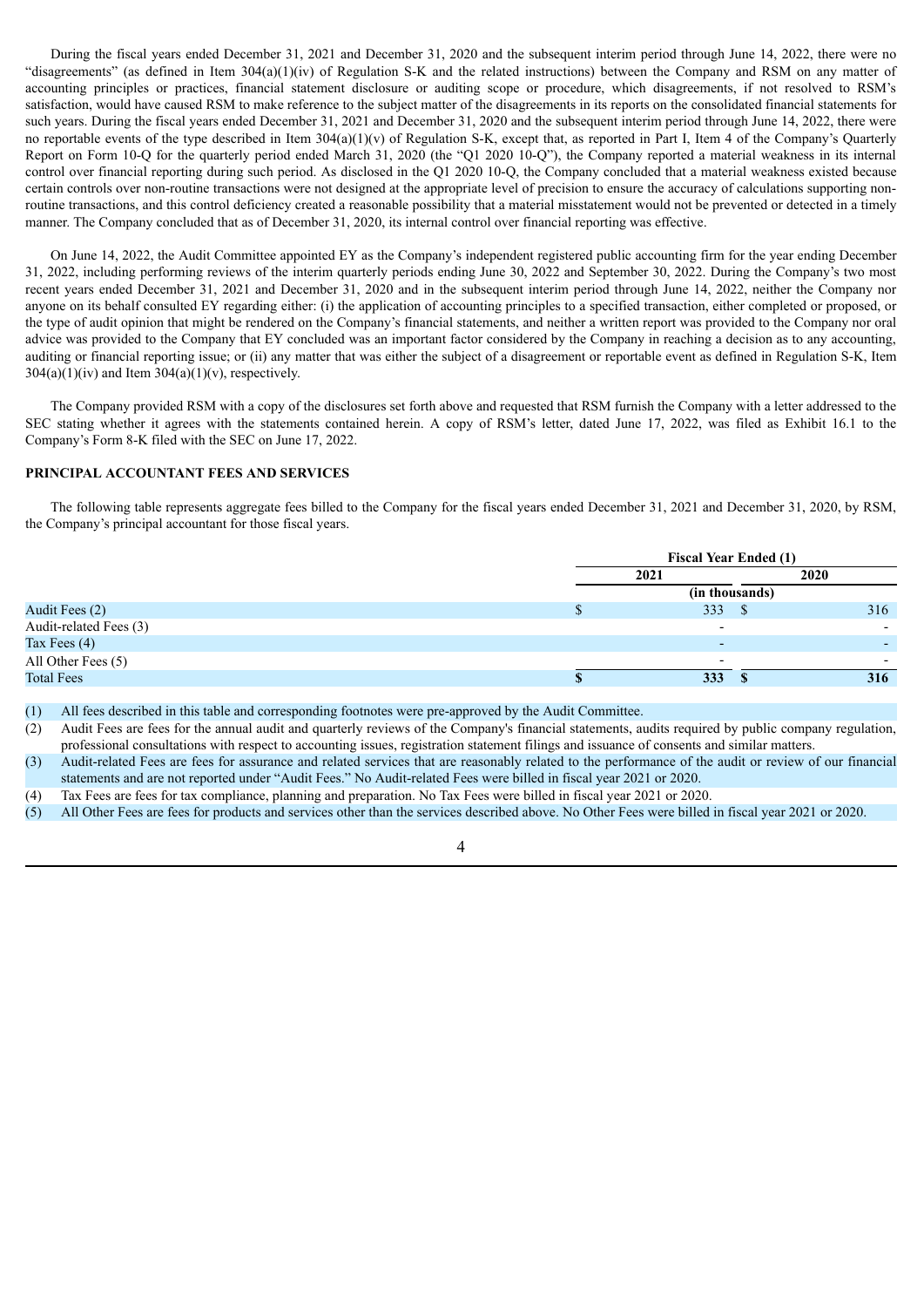During the fiscal years ended December 31, 2021 and December 31, 2020 and the subsequent interim period through June 14, 2022, there were no "disagreements" (as defined in Item 304(a)(1)(iv) of Regulation S-K and the related instructions) between the Company and RSM on any matter of accounting principles or practices, financial statement disclosure or auditing scope or procedure, which disagreements, if not resolved to RSM's satisfaction, would have caused RSM to make reference to the subject matter of the disagreements in its reports on the consolidated financial statements for such years. During the fiscal years ended December 31, 2021 and December 31, 2020 and the subsequent interim period through June 14, 2022, there were no reportable events of the type described in Item 304(a)(1)(v) of Regulation S-K, except that, as reported in Part I, Item 4 of the Company's Quarterly Report on Form 10-Q for the quarterly period ended March 31, 2020 (the "Q1 2020 10-Q"), the Company reported a material weakness in its internal control over financial reporting during such period. As disclosed in the Q1 2020 10-Q, the Company concluded that a material weakness existed because certain controls over non-routine transactions were not designed at the appropriate level of precision to ensure the accuracy of calculations supporting non-routine transactions, and this control deficiency created a reasonable possibility that a material misstatement would not be prevented or detected in a timely manner. The Company concluded that as of December 31, 2020, its internal control over financial reporting was effective.

On June 14, 2022, the Audit Committee appointed EY as the Company's independent registered public accounting firm for the year ending December 31, 2022, including performing reviews of the interim quarterly periods ending June 30, 2022 and September 30, 2022. During the Company's two most recent years ended December 31, 2021 and December 31, 2020 and in the subsequent interim period through June 14, 2022, neither the Company nor anyone on its behalf consulted EY regarding either: (i) the application of accounting principles to a specified transaction, either completed or proposed, or the type of audit opinion that might be rendered on the Company's financial statements, and neither a written report was provided to the Company nor oral advice was provided to the Company that EY concluded was an important factor considered by the Company in reaching a decision as to any accounting, auditing or financial reporting issue; or (ii) any matter that was either the subject of a disagreement or reportable event as defined in Regulation S-K, Item 304(a)(1)(iv) and Item 304(a)(1)(v), respectively.

The Company provided RSM with a copy of the disclosures set forth above and requested that RSM furnish the Company with a letter addressed to the SEC stating whether it agrees with the statements contained herein. A copy of RSM's letter, dated June 17, 2022, was filed as Exhibit 16.1 to the Company's Form 8-K filed with the SEC on June 17, 2022.

**PRINCIPAL ACCOUNTANT FEES AND SERVICES**

The following table represents aggregate fees billed to the Company for the fiscal years ended December 31, 2021 and December 31, 2020, by RSM, the Company's principal accountant for those fiscal years.

| | Fiscal Year Ended (1) | |
|---|---|---|
| | 2021 | 2020 |
| | (in thousands) | |
| Audit Fees (2) | $ 333 | $ 316 |
| Audit-related Fees (3) | - | - |
| Tax Fees (4) | - | - |
| All Other Fees (5) | - | - |
| Total Fees | **$ 333** | **$ 316** |

(1) All fees described in this table and corresponding footnotes were pre-approved by the Audit Committee.

(2) Audit Fees are fees for the annual audit and quarterly reviews of the Company's financial statements, audits required by public company regulation, professional consultations with respect to accounting issues, registration statement filings and issuance of consents and similar matters.

(3) Audit-related Fees are fees for assurance and related services that are reasonably related to the performance of the audit or review of our financial statements and are not reported under "Audit Fees." No Audit-related Fees were billed in fiscal year 2021 or 2020.

(4) Tax Fees are fees for tax compliance, planning and preparation. No Tax Fees were billed in fiscal year 2021 or 2020.

(5) All Other Fees are fees for products and services other than the services described above. No Other Fees were billed in fiscal year 2021 or 2020.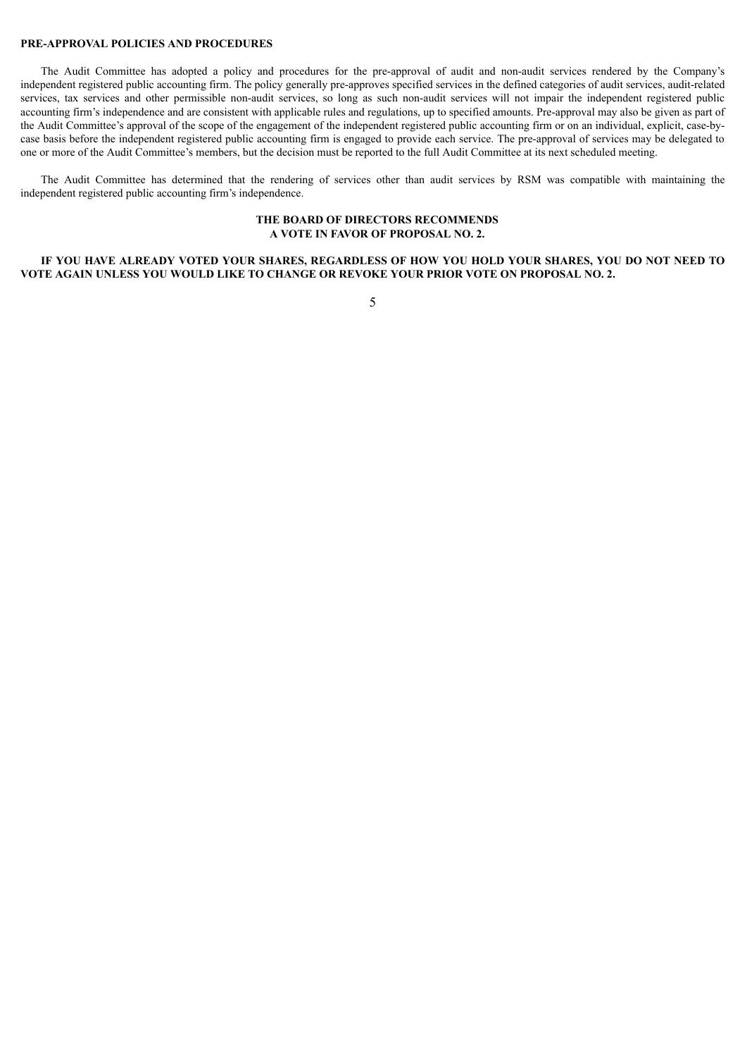## PRE-APPROVAL POLICIES AND PROCEDURES

The Audit Committee has adopted a policy and procedures for the pre-approval of audit and non-audit services rendered by the Company's independent registered public accounting firm. The policy generally pre-approves specified services in the defined categories of audit services, audit-related services, tax services and other permissible non-audit services, so long as such non-audit services will not impair the independent registered public accounting firm's independence and are consistent with applicable rules and regulations, up to specified amounts. Pre-approval may also be given as part of the Audit Committee's approval of the scope of the engagement of the independent registered public accounting firm or on an individual, explicit, case-by-case basis before the independent registered public accounting firm is engaged to provide each service. The pre-approval of services may be delegated to one or more of the Audit Committee's members, but the decision must be reported to the full Audit Committee at its next scheduled meeting.

The Audit Committee has determined that the rendering of services other than audit services by RSM was compatible with maintaining the independent registered public accounting firm's independence.

**THE BOARD OF DIRECTORS RECOMMENDS A VOTE IN FAVOR OF PROPOSAL NO. 2.**

**IF YOU HAVE ALREADY VOTED YOUR SHARES, REGARDLESS OF HOW YOU HOLD YOUR SHARES, YOU DO NOT NEED TO VOTE AGAIN UNLESS YOU WOULD LIKE TO CHANGE OR REVOKE YOUR PRIOR VOTE ON PROPOSAL NO. 2.**